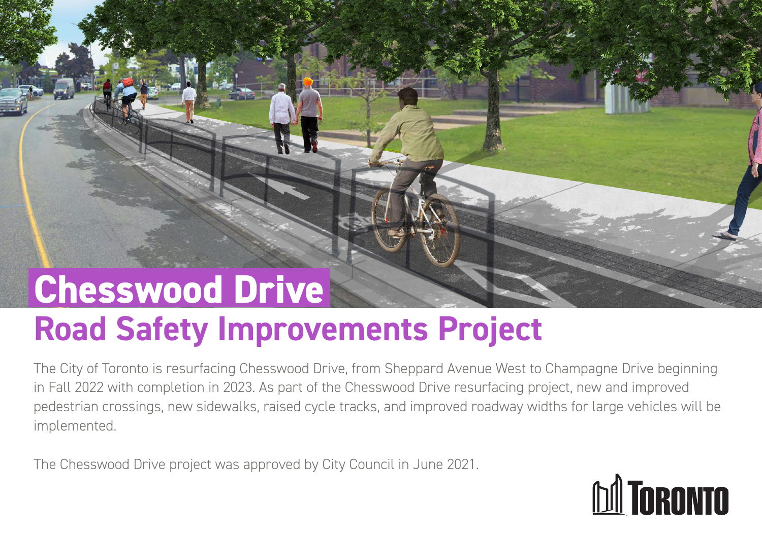# Chesswood Drive

## Road Safety Improvements Project

The City of Toronto is resurfacing Chesswood Drive, from Sheppard Avenue West to Champagne Drive beginning in Fall 2022 with completion in 2023. As part of the Chesswood Drive resurfacing project, new and improved pedestrian crossings, new sidewalks, raised cycle tracks, and improved roadway widths for large vehicles will be implemented.

The Chesswood Drive project was approved by City Council in June 2021.

TORONTO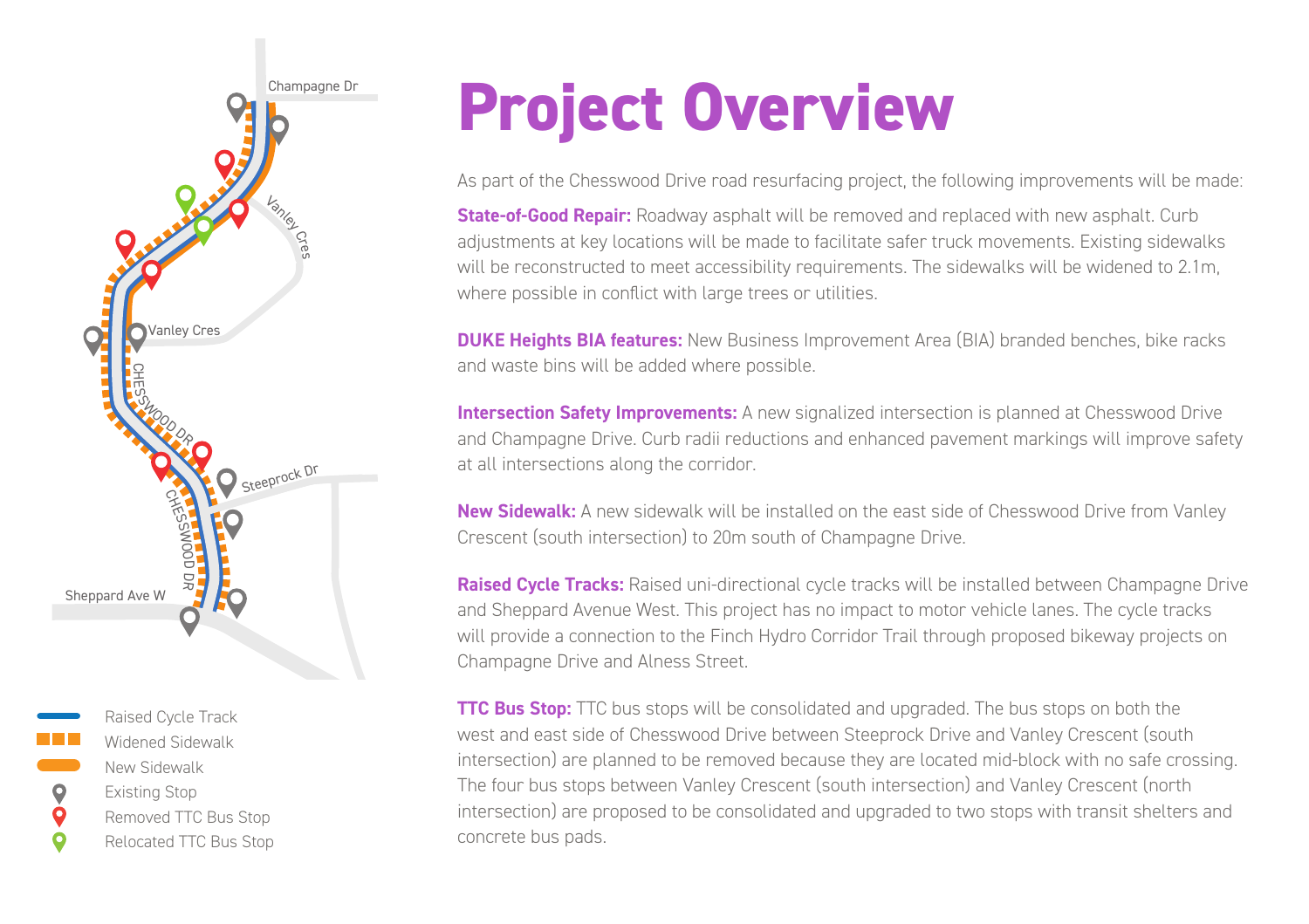# Project Overview

As part of the Chesswood Drive road resurfacing project, the following improvements will be made:

**State-of-Good Repair:** Roadway asphalt will be removed and replaced with new asphalt. Curb adjustments at key locations will be made to facilitate safer truck movements. Existing sidewalks will be reconstructed to meet accessibility requirements. The sidewalks will be widened to 2.1m, where possible in conflict with large trees or utilities.

**DUKE Heights BIA features:** New Business Improvement Area (BIA) branded benches, bike racks and waste bins will be added where possible.

**Intersection Safety Improvements:** A new signalized intersection is planned at Chesswood Drive and Champagne Drive. Curb radii reductions and enhanced pavement markings will improve safety at all intersections along the corridor.

**New Sidewalk:** A new sidewalk will be installed on the east side of Chesswood Drive from Vanley Crescent (south intersection) to 20m south of Champagne Drive.

**Raised Cycle Tracks:** Raised uni-directional cycle tracks will be installed between Champagne Drive and Sheppard Avenue West. This project has no impact to motor vehicle lanes. The cycle tracks will provide a connection to the Finch Hydro Corridor Trail through proposed bikeway projects on Champagne Drive and Alness Street.

**TTC Bus Stop:** TTC bus stops will be consolidated and upgraded. The bus stops on both the west and east side of Chesswood Drive between Steeprock Drive and Vanley Crescent (south intersection) are planned to be removed because they are located mid-block with no safe crossing. The four bus stops between Vanley Crescent (south intersection) and Vanley Crescent (north intersection) are proposed to be consolidated and upgraded to two stops with transit shelters and concrete bus pads.

Champagne Dr
Vanley Cres
Vanley Cres
CHESSWOOD DR
Steeprock Dr
CHESSWOOD DR
Sheppard Ave W

- Raised Cycle Track
- Widened Sidewalk
- New Sidewalk
- Existing Stop
- Removed TTC Bus Stop
- Relocated TTC Bus Stop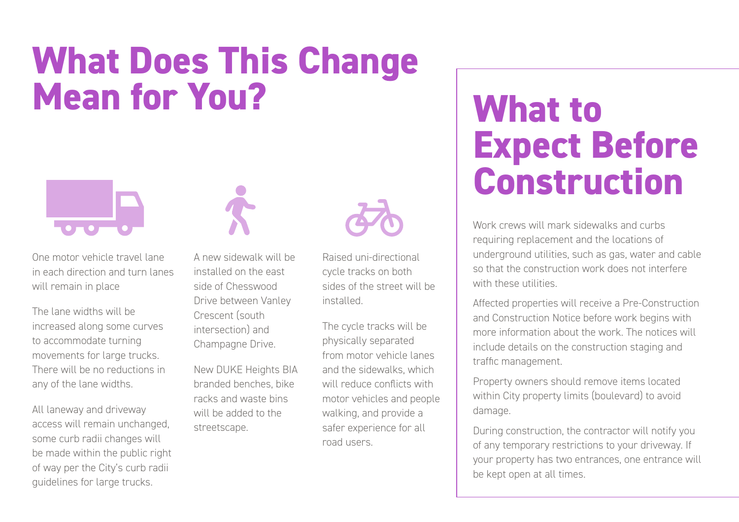# What Does This Change Mean for You?

One motor vehicle travel lane in each direction and turn lanes will remain in place

The lane widths will be increased along some curves to accommodate turning movements for large trucks. There will be no reductions in any of the lane widths.

All laneway and driveway access will remain unchanged, some curb radii changes will be made within the public right of way per the City's curb radii guidelines for large trucks.

A new sidewalk will be installed on the east side of Chesswood Drive between Vanley Crescent (south intersection) and Champagne Drive.

New DUKE Heights BIA branded benches, bike racks and waste bins will be added to the streetscape.

Raised uni-directional cycle tracks on both sides of the street will be installed.

The cycle tracks will be physically separated from motor vehicle lanes and the sidewalks, which will reduce conflicts with motor vehicles and people walking, and provide a safer experience for all road users.

# What to Expect Before Construction

Work crews will mark sidewalks and curbs requiring replacement and the locations of underground utilities, such as gas, water and cable so that the construction work does not interfere with these utilities.

Affected properties will receive a Pre-Construction and Construction Notice before work begins with more information about the work. The notices will include details on the construction staging and traffic management.

Property owners should remove items located within City property limits (boulevard) to avoid damage.

During construction, the contractor will notify you of any temporary restrictions to your driveway. If your property has two entrances, one entrance will be kept open at all times.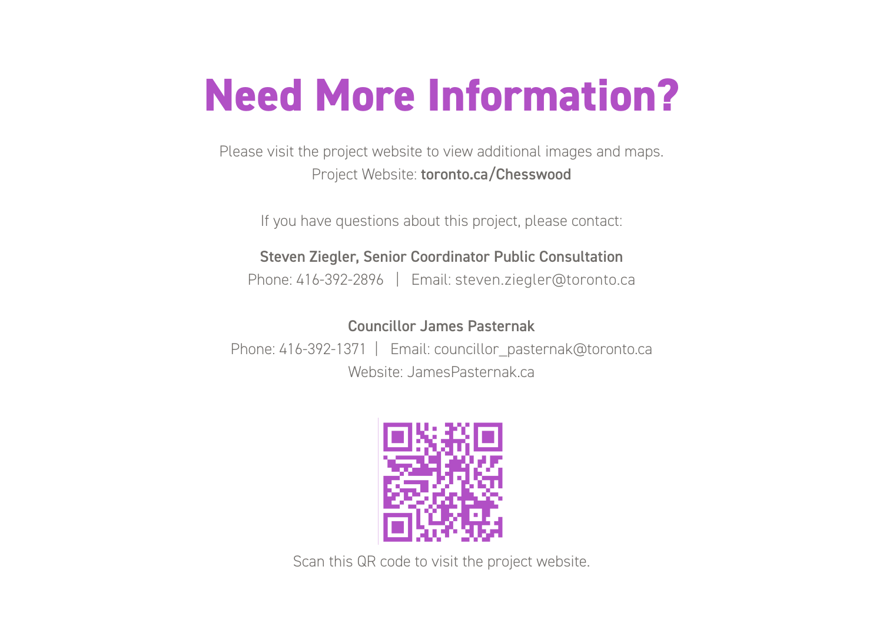# Need More Information?

Please visit the project website to view additional images and maps.
Project Website: **toronto.ca/Chesswood**

If you have questions about this project, please contact:

**Steven Ziegler, Senior Coordinator Public Consultation**
Phone: 416-392-2896 | Email: steven.ziegler@toronto.ca

**Councillor James Pasternak**
Phone: 416-392-1371 | Email: councillor_pasternak@toronto.ca
Website: JamesPasternak.ca

Scan this QR code to visit the project website.